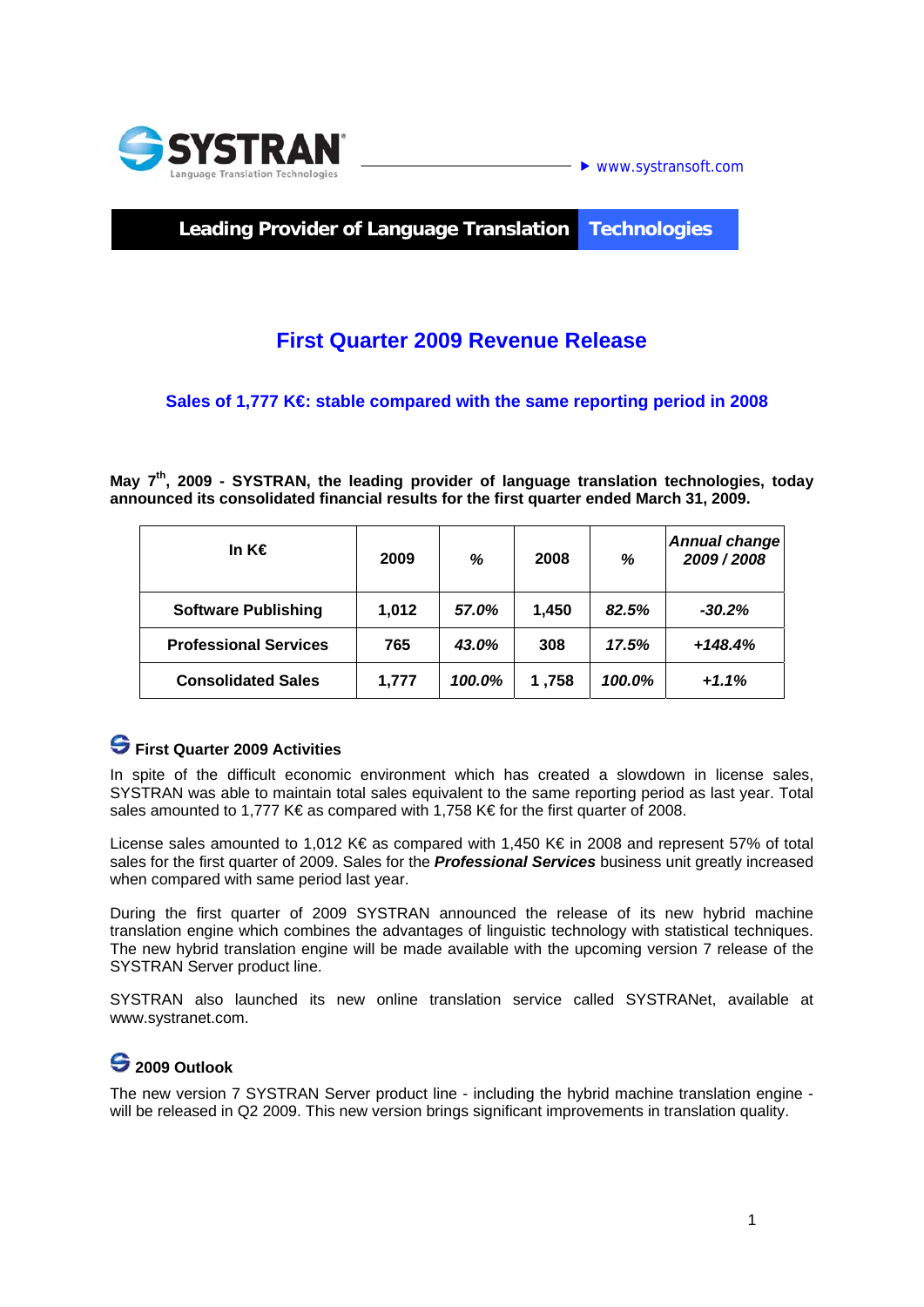SYSTRAN
Language Translation Technologies

www.systransoft.com

**Leading Provider of Language Translation Technologies**

# First Quarter 2009 Revenue Release

## Sales of 1,777 K€: stable compared with the same reporting period in 2008

**May 7th, 2009 - SYSTRAN, the leading provider of language translation technologies, today announced its consolidated financial results for the first quarter ended March 31, 2009.**

| In K€ | 2009 | % | 2008 | % | Annual change 2009 / 2008 |
|---|---|---|---|---|---|
| Software Publishing | 1,012 | 57.0% | 1,450 | 82.5% | -30.2% |
| Professional Services | 765 | 43.0% | 308 | 17.5% | +148.4% |
| Consolidated Sales | 1,777 | 100.0% | 1 ,758 | 100.0% | +1.1% |

### First Quarter 2009 Activities

In spite of the difficult economic environment which has created a slowdown in license sales, SYSTRAN was able to maintain total sales equivalent to the same reporting period as last year. Total sales amounted to 1,777 K€ as compared with 1,758 K€ for the first quarter of 2008.

License sales amounted to 1,012 K€ as compared with 1,450 K€ in 2008 and represent 57% of total sales for the first quarter of 2009. Sales for the ***Professional Services*** business unit greatly increased when compared with same period last year.

During the first quarter of 2009 SYSTRAN announced the release of its new hybrid machine translation engine which combines the advantages of linguistic technology with statistical techniques. The new hybrid translation engine will be made available with the upcoming version 7 release of the SYSTRAN Server product line.

SYSTRAN also launched its new online translation service called SYSTRANet, available at www.systranet.com.

### 2009 Outlook

The new version 7 SYSTRAN Server product line - including the hybrid machine translation engine - will be released in Q2 2009. This new version brings significant improvements in translation quality.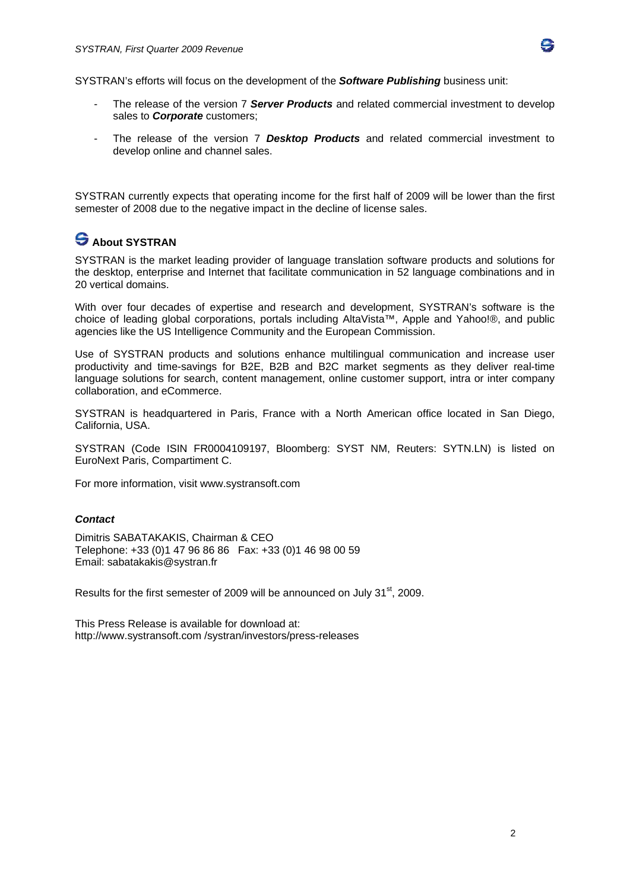SYSTRAN's efforts will focus on the development of the ***Software Publishing*** business unit:

- The release of the version 7 ***Server Products*** and related commercial investment to develop sales to ***Corporate*** customers;
- The release of the version 7 ***Desktop Products*** and related commercial investment to develop online and channel sales.

SYSTRAN currently expects that operating income for the first half of 2009 will be lower than the first semester of 2008 due to the negative impact in the decline of license sales.

## About SYSTRAN

SYSTRAN is the market leading provider of language translation software products and solutions for the desktop, enterprise and Internet that facilitate communication in 52 language combinations and in 20 vertical domains.

With over four decades of expertise and research and development, SYSTRAN's software is the choice of leading global corporations, portals including AltaVista™, Apple and Yahoo!®, and public agencies like the US Intelligence Community and the European Commission.

Use of SYSTRAN products and solutions enhance multilingual communication and increase user productivity and time-savings for B2E, B2B and B2C market segments as they deliver real-time language solutions for search, content management, online customer support, intra or inter company collaboration, and eCommerce.

SYSTRAN is headquartered in Paris, France with a North American office located in San Diego, California, USA.

SYSTRAN (Code ISIN FR0004109197, Bloomberg: SYST NM, Reuters: SYTN.LN) is listed on EuroNext Paris, Compartiment C.

For more information, visit www.systransoft.com

***Contact***

Dimitris SABATAKAKIS, Chairman & CEO
Telephone: +33 (0)1 47 96 86 86 Fax: +33 (0)1 46 98 00 59
Email: sabatakakis@systran.fr

Results for the first semester of 2009 will be announced on July 31st, 2009.

This Press Release is available for download at:
http://www.systransoft.com /systran/investors/press-releases